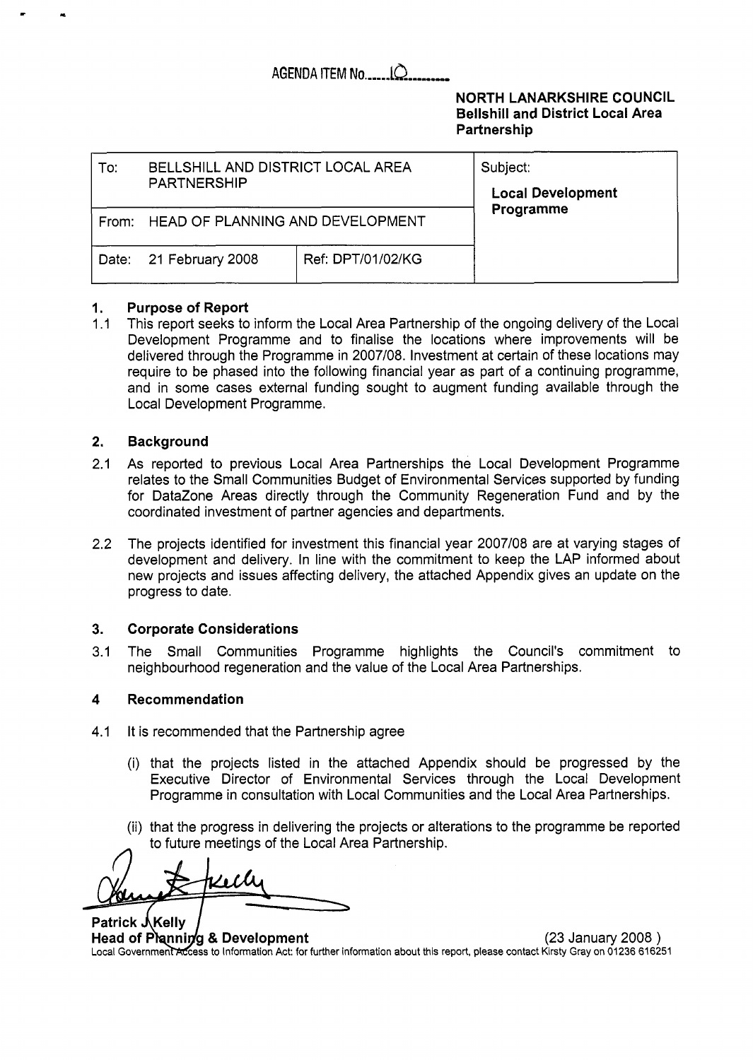AGENDA ITEM No......10.........

**NORTH LANARKSHIRE COUNCIL**
**Bellshill and District Local Area Partnership**

| To: BELLSHILL AND DISTRICT LOCAL AREA PARTNERSHIP | | Subject: **Local Development Programme** |
|---|---|---|
| From: HEAD OF PLANNING AND DEVELOPMENT | | |
| Date: 21 February 2008 | Ref: DPT/01/02/KG | |

## 1. Purpose of Report

1.1 This report seeks to inform the Local Area Partnership of the ongoing delivery of the Local Development Programme and to finalise the locations where improvements will be delivered through the Programme in 2007/08. Investment at certain of these locations may require to be phased into the following financial year as part of a continuing programme, and in some cases external funding sought to augment funding available through the Local Development Programme.

## 2. Background

2.1 As reported to previous Local Area Partnerships the Local Development Programme relates to the Small Communities Budget of Environmental Services supported by funding for DataZone Areas directly through the Community Regeneration Fund and by the coordinated investment of partner agencies and departments.

2.2 The projects identified for investment this financial year 2007/08 are at varying stages of development and delivery. In line with the commitment to keep the LAP informed about new projects and issues affecting delivery, the attached Appendix gives an update on the progress to date.

## 3. Corporate Considerations

3.1 The Small Communities Programme highlights the Council's commitment to neighbourhood regeneration and the value of the Local Area Partnerships.

## 4 Recommendation

4.1 It is recommended that the Partnership agree

(i) that the projects listed in the attached Appendix should be progressed by the Executive Director of Environmental Services through the Local Development Programme in consultation with Local Communities and the Local Area Partnerships.

(ii) that the progress in delivering the projects or alterations to the programme be reported to future meetings of the Local Area Partnership.

**Patrick J Kelly**
**Head of Planning & Development** (23 January 2008 )

Local Government Access to Information Act: for further information about this report, please contact Kirsty Gray on 01236 616251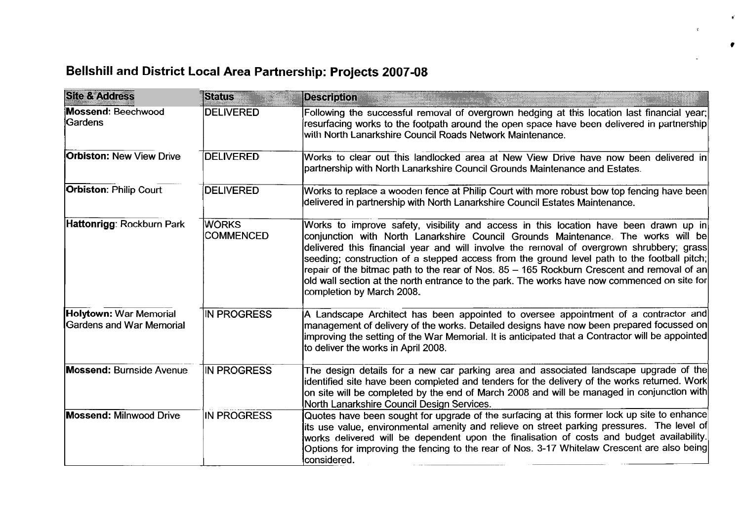## Bellshill and District Local Area Partnership: Projects 2007-08

| Site & Address | Status | Description |
|---|---|---|
| **Mossend:** Beechwood Gardens | DELIVERED | Following the successful removal of overgrown hedging at this location last financial year; resurfacing works to the footpath around the open space have been delivered in partnership with North Lanarkshire Council Roads Network Maintenance. |
| **Orbiston:** New View Drive | DELIVERED | Works to clear out this landlocked area at New View Drive have now been delivered in partnership with North Lanarkshire Council Grounds Maintenance and Estates. |
| **Orbiston**: Philip Court | DELIVERED | Works to replace a wooden fence at Philip Court with more robust bow top fencing have been delivered in partnership with North Lanarkshire Council Estates Maintenance. |
| **Hattonrigg**: Rockburn Park | WORKS COMMENCED | Works to improve safety, visibility and access in this location have been drawn up in conjunction with North Lanarkshire Council Grounds Maintenance. The works will be delivered this financial year and will involve the removal of overgrown shrubbery; grass seeding; construction of a stepped access from the ground level path to the football pitch; repair of the bitmac path to the rear of Nos. 85 – 165 Rockburn Crescent and removal of an old wall section at the north entrance to the park. The works have now commenced on site for completion by March 2008. |
| **Holytown:** War Memorial Gardens and War Memorial | IN PROGRESS | A Landscape Architect has been appointed to oversee appointment of a contractor and management of delivery of the works. Detailed designs have now been prepared focussed on improving the setting of the War Memorial. It is anticipated that a Contractor will be appointed to deliver the works in April 2008. |
| **Mossend:** Burnside Avenue | IN PROGRESS | The design details for a new car parking area and associated landscape upgrade of the identified site have been completed and tenders for the delivery of the works returned. Work on site will be completed by the end of March 2008 and will be managed in conjunction with North Lanarkshire Council Design Services. |
| **Mossend:** Milnwood Drive | IN PROGRESS | Quotes have been sought for upgrade of the surfacing at this former lock up site to enhance its use value, environmental amenity and relieve on street parking pressures. The level of works delivered will be dependent upon the finalisation of costs and budget availability. Options for improving the fencing to the rear of Nos. 3-17 Whitelaw Crescent are also being considered. |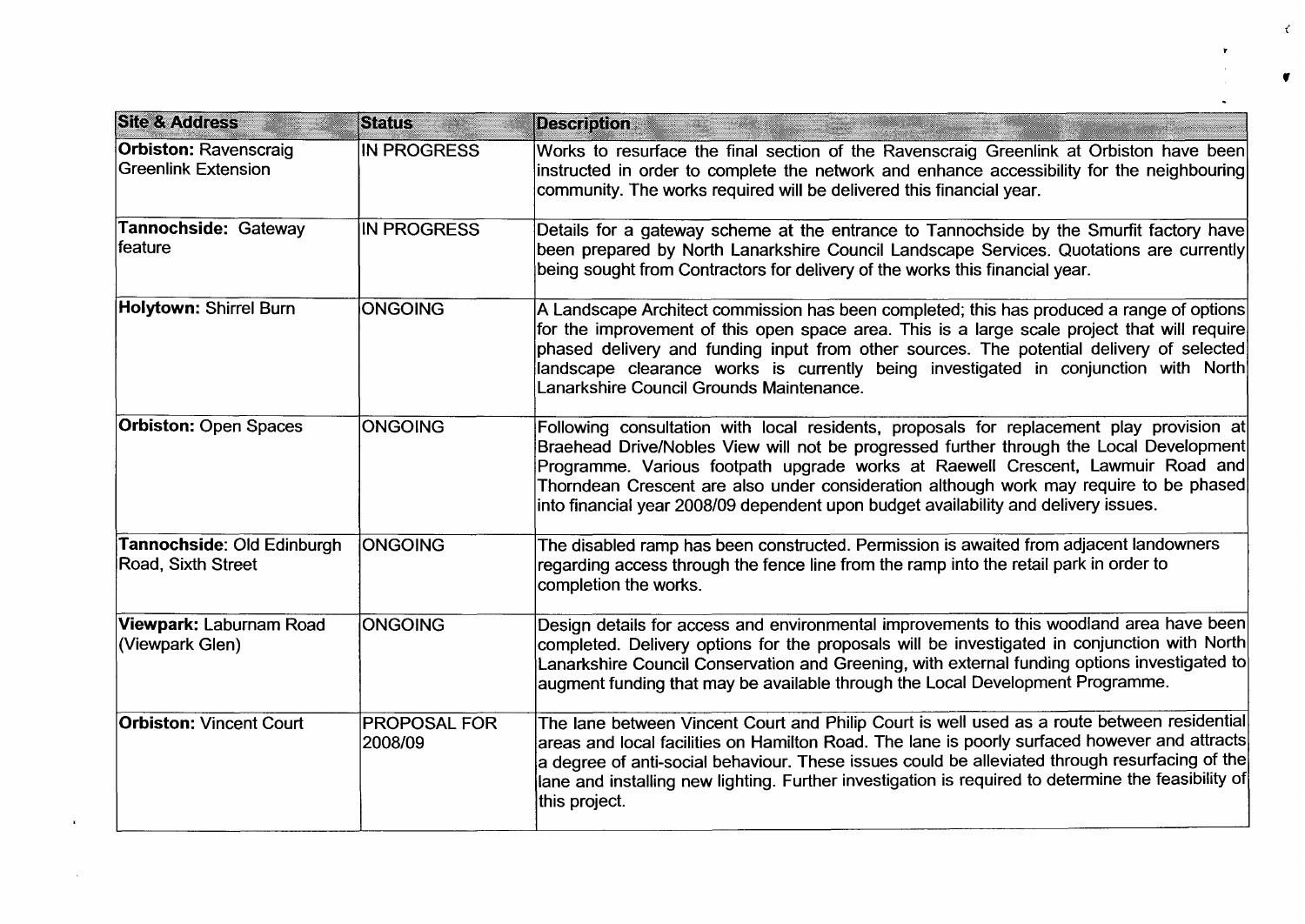| Site & Address | Status | Description |
|---|---|---|
| **Orbiston:** Ravenscraig Greenlink Extension | IN PROGRESS | Works to resurface the final section of the Ravenscraig Greenlink at Orbiston have been instructed in order to complete the network and enhance accessibility for the neighbouring community. The works required will be delivered this financial year. |
| **Tannochside:** Gateway feature | IN PROGRESS | Details for a gateway scheme at the entrance to Tannochside by the Smurfit factory have been prepared by North Lanarkshire Council Landscape Services. Quotations are currently being sought from Contractors for delivery of the works this financial year. |
| **Holytown:** Shirrel Burn | ONGOING | A Landscape Architect commission has been completed; this has produced a range of options for the improvement of this open space area. This is a large scale project that will require phased delivery and funding input from other sources. The potential delivery of selected landscape clearance works is currently being investigated in conjunction with North Lanarkshire Council Grounds Maintenance. |
| **Orbiston:** Open Spaces | ONGOING | Following consultation with local residents, proposals for replacement play provision at Braehead Drive/Nobles View will not be progressed further through the Local Development Programme. Various footpath upgrade works at Raewell Crescent, Lawmuir Road and Thorndean Crescent are also under consideration although work may require to be phased into financial year 2008/09 dependent upon budget availability and delivery issues. |
| **Tannochside**: Old Edinburgh Road, Sixth Street | ONGOING | The disabled ramp has been constructed. Permission is awaited from adjacent landowners regarding access through the fence line from the ramp into the retail park in order to completion the works. |
| **Viewpark:** Laburnam Road (Viewpark Glen) | ONGOING | Design details for access and environmental improvements to this woodland area have been completed. Delivery options for the proposals will be investigated in conjunction with North Lanarkshire Council Conservation and Greening, with external funding options investigated to augment funding that may be available through the Local Development Programme. |
| **Orbiston:** Vincent Court | PROPOSAL FOR 2008/09 | The lane between Vincent Court and Philip Court is well used as a route between residential areas and local facilities on Hamilton Road. The lane is poorly surfaced however and attracts a degree of anti-social behaviour. These issues could be alleviated through resurfacing of the lane and installing new lighting. Further investigation is required to determine the feasibility of this project. |